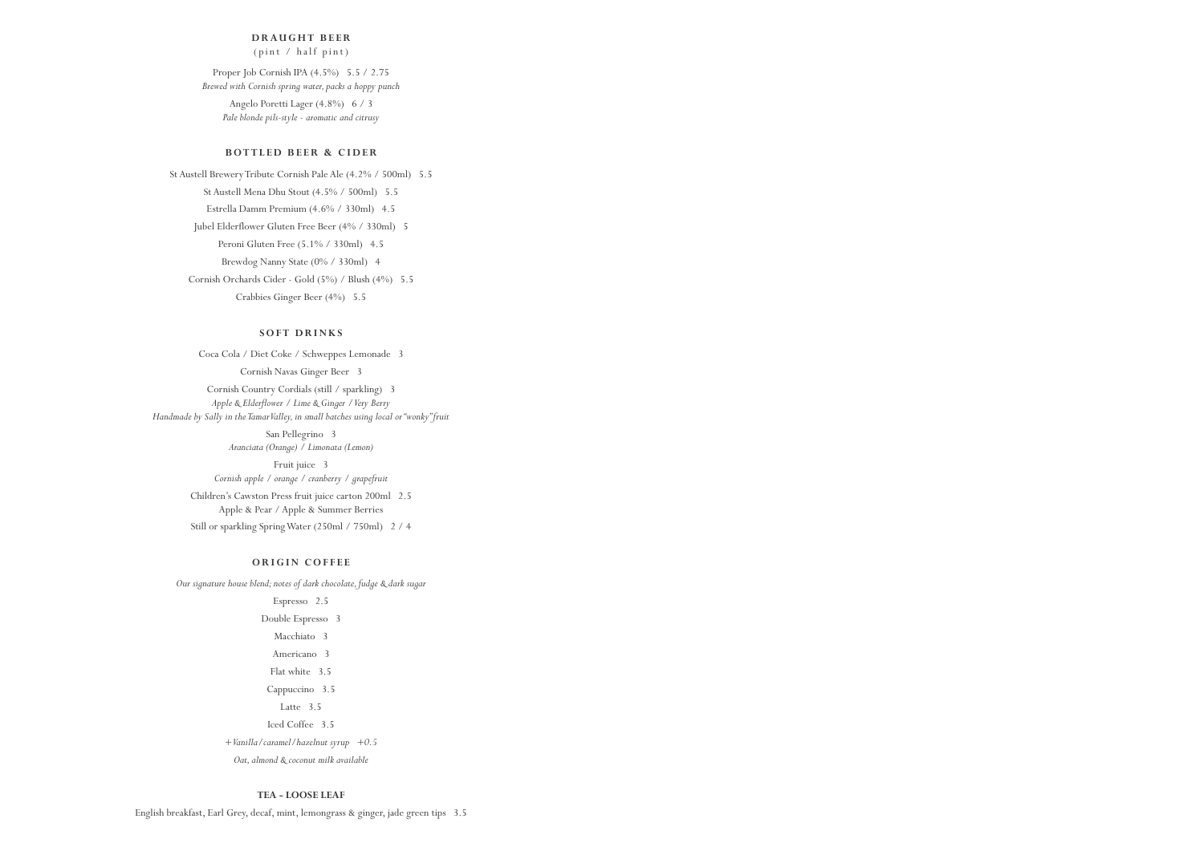## DRAUGHT BEER

(pint / half pint)

Proper Job Cornish IPA (4.5%) 5.5 / 2.75

*Brewed with Cornish spring water, packs a hoppy punch*

Angelo Poretti Lager (4.8%) 6 / 3

*Pale blonde pils-style - aromatic and citrusy*

## BOTTLED BEER & CIDER

St Austell Brewery Tribute Cornish Pale Ale (4.2% / 500ml) 5.5

St Austell Mena Dhu Stout (4.5% / 500ml) 5.5

Estrella Damm Premium (4.6% / 330ml) 4.5

Jubel Elderflower Gluten Free Beer (4% / 330ml) 5

Peroni Gluten Free (5.1% / 330ml) 4.5

Brewdog Nanny State (0% / 330ml) 4

Cornish Orchards Cider - Gold (5%) / Blush (4%) 5.5

Crabbies Ginger Beer (4%) 5.5

## SOFT DRINKS

Coca Cola / Diet Coke / Schweppes Lemonade 3

Cornish Navas Ginger Beer 3

Cornish Country Cordials (still / sparkling) 3

*Apple & Elderflower / Lime & Ginger / Very Berry*

*Handmade by Sally in the Tamar Valley, in small batches using local or "wonky" fruit*

San Pellegrino 3

*Aranciata (Orange) / Limonata (Lemon)*

Fruit juice 3

*Cornish apple / orange / cranberry / grapefruit*

Children's Cawston Press fruit juice carton 200ml 2.5

Apple & Pear / Apple & Summer Berries

Still or sparkling Spring Water (250ml / 750ml) 2 / 4

## ORIGIN COFFEE

*Our signature house blend; notes of dark chocolate, fudge & dark sugar*

Espresso 2.5

Double Espresso 3

Macchiato 3

Americano 3

Flat white 3.5

Cappuccino 3.5

Latte 3.5

Iced Coffee 3.5

*+Vanilla/caramel/hazelnut syrup +0.5*

*Oat, almond & coconut milk available*

## TEA - LOOSE LEAF

English breakfast, Earl Grey, decaf, mint, lemongrass & ginger, jade green tips 3.5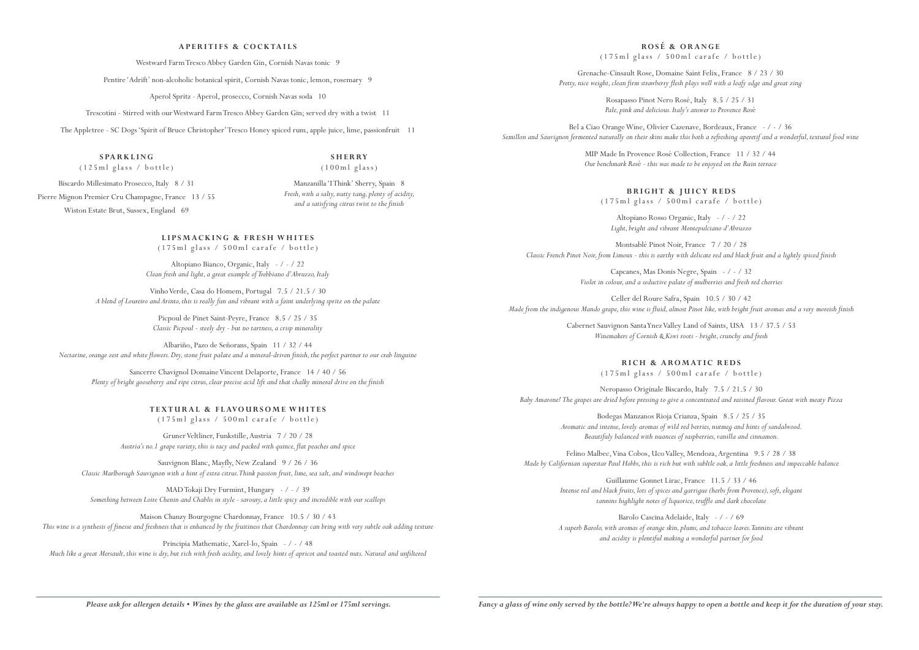## APERITIFS & COCKTAILS

Westward Farm Tresco Abbey Garden Gin, Cornish Navas tonic 9

Pentire 'Adrift' non-alcoholic botanical spirit, Cornish Navas tonic, lemon, rosemary 9

Aperol Spritz - Aperol, prosecco, Cornish Navas soda 10

Trescotini - Stirred with our Westward Farm Tresco Abbey Garden Gin; served dry with a twist 11

The Appletree - SC Dogs 'Spirit of Bruce Christopher' Tresco Honey spiced rum, apple juice, lime, passionfruit 11

## SPARKLING

(125ml glass / bottle)

Biscardo Millesimato Prosecco, Italy 8 / 31

Pierre Mignon Premier Cru Champagne, France 13 / 55

Wiston Estate Brut, Sussex, England 69

## SHERRY

(100ml glass)

Manzanilla 'I Think' Sherry, Spain 8
*Fresh, with a salty, nutty tang, plenty of acidity, and a satisfying citrus twist to the finish*

## LIPSMACKING & FRESH WHITES

(175ml glass / 500ml carafe / bottle)

Altopiano Bianco, Organic, Italy - / - / 22
*Clean fresh and light, a great example of Trebbiano d'Abruzzo, Italy*

Vinho Verde, Casa do Homem, Portugal 7.5 / 21.5 / 30
*A blend of Loureiro and Arinto, this is really fun and vibrant with a faint underlying spritz on the palate*

Picpoul de Pinet Saint-Peyre, France 8.5 / 25 / 35
*Classic Picpoul - steely dry - but no tartness, a crisp minerality*

Albariño, Pazo de Señorans, Spain 11 / 32 / 44
*Nectarine, orange zest and white flowers. Dry, stone fruit palate and a mineral-driven finish, the perfect partner to our crab linguine*

Sancerre Chavignol Domaine Vincent Delaporte, France 14 / 40 / 56
*Plenty of bright gooseberry and ripe citrus, clear precise acid lift and that chalky mineral drive on the finish*

## TEXTURAL & FLAVOURSOME WHITES

(175ml glass / 500ml carafe / bottle)

Gruner Veltliner, Funkstille, Austria 7 / 20 / 28
*Austria's no.1 grape variety, this is racy and packed with quince, flat peaches and spice*

Sauvignon Blanc, Mayfly, New Zealand 9 / 26 / 36
*Classic Marlborugh Sauvignon with a hint of extra citrus. Think passion fruit, lime, sea salt, and windswept beaches*

MAD Tokaji Dry Furmint, Hungary - / - / 39
*Something between Loire Chenin and Chablis in style - savoury, a little spicy and incredible with our scallops*

Maison Chanzy Bourgogne Chardonnay, France 10.5 / 30 / 43
*This wine is a synthesis of finesse and freshness that is enhanced by the fruitiness that Chardonnay can bring with very subtle oak adding texture*

Principia Mathematic, Xarel-lo, Spain - / - / 48
*Much like a great Mersault, this wine is dry, but rich with fresh acidity, and lovely hints of apricot and toasted nuts. Natural and unfiltered*

## ROSÉ & ORANGE

(175ml glass / 500ml carafe / bottle)

Grenache-Cinsault Rose, Domaine Saint Felix, France 8 / 23 / 30
*Pretty, nice weight, clean firm strawberry flesh plays well with a leafy edge and great zing*

Rosapasso Pinot Nero Rosé, Italy 8.5 / 25 / 31
*Pale, pink and delicious. Italy's answer to Provence Rosè*

Bel a Ciao Orange Wine, Olivier Cazenave, Bordeaux, France - / - / 36
*Semillon and Sauvignon fermented naturally on their skins make this both a refreshing aperetif and a wonderful, textural food wine*

MIP Made In Provence Rosé Collection, France 11 / 32 / 44
*Our benchmark Rosè - this was made to be enjoyed on the Ruin terrace*

## BRIGHT & JUICY REDS

(175ml glass / 500ml carafe / bottle)

Altopiano Rosso Organic, Italy - / - / 22
*Light, bright and vibrant Montepulciano d'Abruzzo*

Montsablé Pinot Noir, France 7 / 20 / 28
*Classic French Pinot Noir, from Limoux - this is earthy with delicate red and black fruit and a lightly spiced finish*

Capcanes, Mas Donis Negre, Spain - / - / 32
*Violet in colour, and a seductive palate of mulberries and fresh red cherries*

Celler del Roure Safra, Spain 10.5 / 30 / 42
*Made from the indigenous Mando grape, this wine is fluid, almost Pinot like, with bright fruit aromas and a very moreish finish*

Cabernet Sauvignon Santa Ynez Valley Land of Saints, USA 13 / 37.5 / 53
*Winemakers of Cornish & Kiwi roots - bright, crunchy and fresh*

## RICH & AROMATIC REDS

(175ml glass / 500ml carafe / bottle)

Neropasso Originale Biscardo, Italy 7.5 / 21.5 / 30
*Baby Amarone! The grapes are dried before pressing to give a concentrated and raisined flavour. Great with meaty Pizza*

Bodegas Manzanos Rioja Crianza, Spain 8.5 / 25 / 35
*Aromatic and intense, lovely aromas of wild red berries, nutmeg and hints of sandalwood. Beautifuly balanced with nuances of raspberries, vanilla and cinnamon.*

Felino Malbec, Vina Cobos, Uco Valley, Mendoza, Argentina 9.5 / 28 / 38
*Made by Californian superstar Paul Hobbs, this is rich but with subltle oak, a little freshness and impeccable balance*

Guillaume Gonnet Lirac, France 11.5 / 33 / 46
*Intense red and black fruits, lots of spices and garrigue (herbs from Provence), soft, elegant tannins highlight notes of liquorice, truffle and dark chocolate*

Barolo Cascina Adelaide, Italy - / - / 69
*A superb Barolo, with aromas of orange skin, plums, and tobacco leaves. Tannins are vibrant and acidity is plentiful making a wonderful partner for food*

***Please ask for allergen details • Wines by the glass are available as 125ml or 175ml servings.***

***Fancy a glass of wine only served by the bottle? We're always happy to open a bottle and keep it for the duration of your stay.***